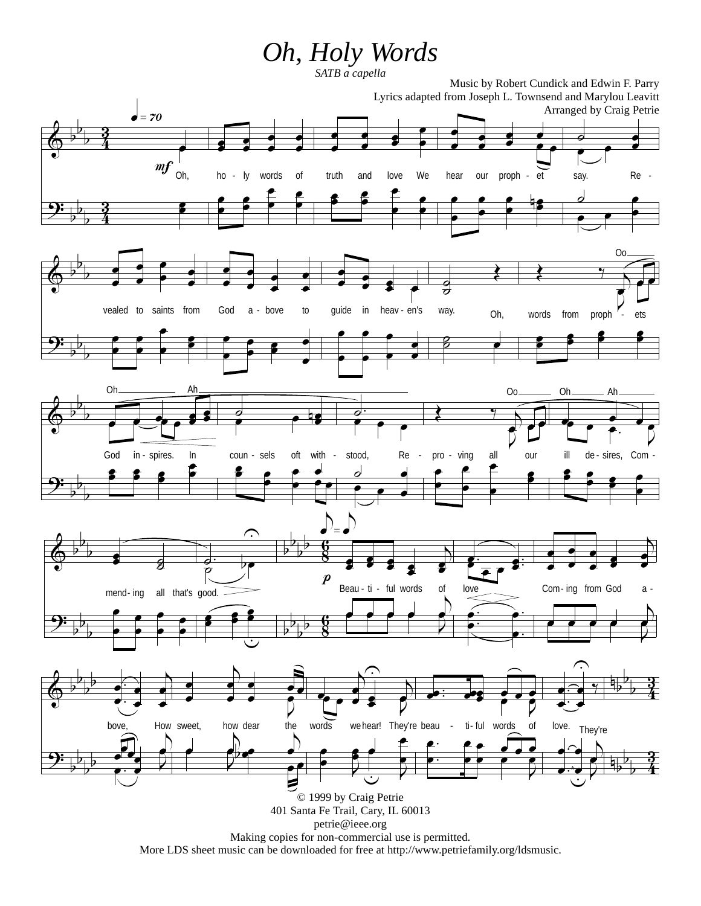# *Oh, Holy Words*

*SATB a capella*

Music by Robert Cundick and Edwin F. Parry
Lyrics adapted from Joseph L. Townsend and Marylou Leavitt
Arranged by Craig Petrie

© 1999 by Craig Petrie
401 Santa Fe Trail, Cary, IL 60013
petrie@ieee.org
Making copies for non-commercial use is permitted.
More LDS sheet music can be downloaded for free at http://www.petriefamily.org/ldsmusic.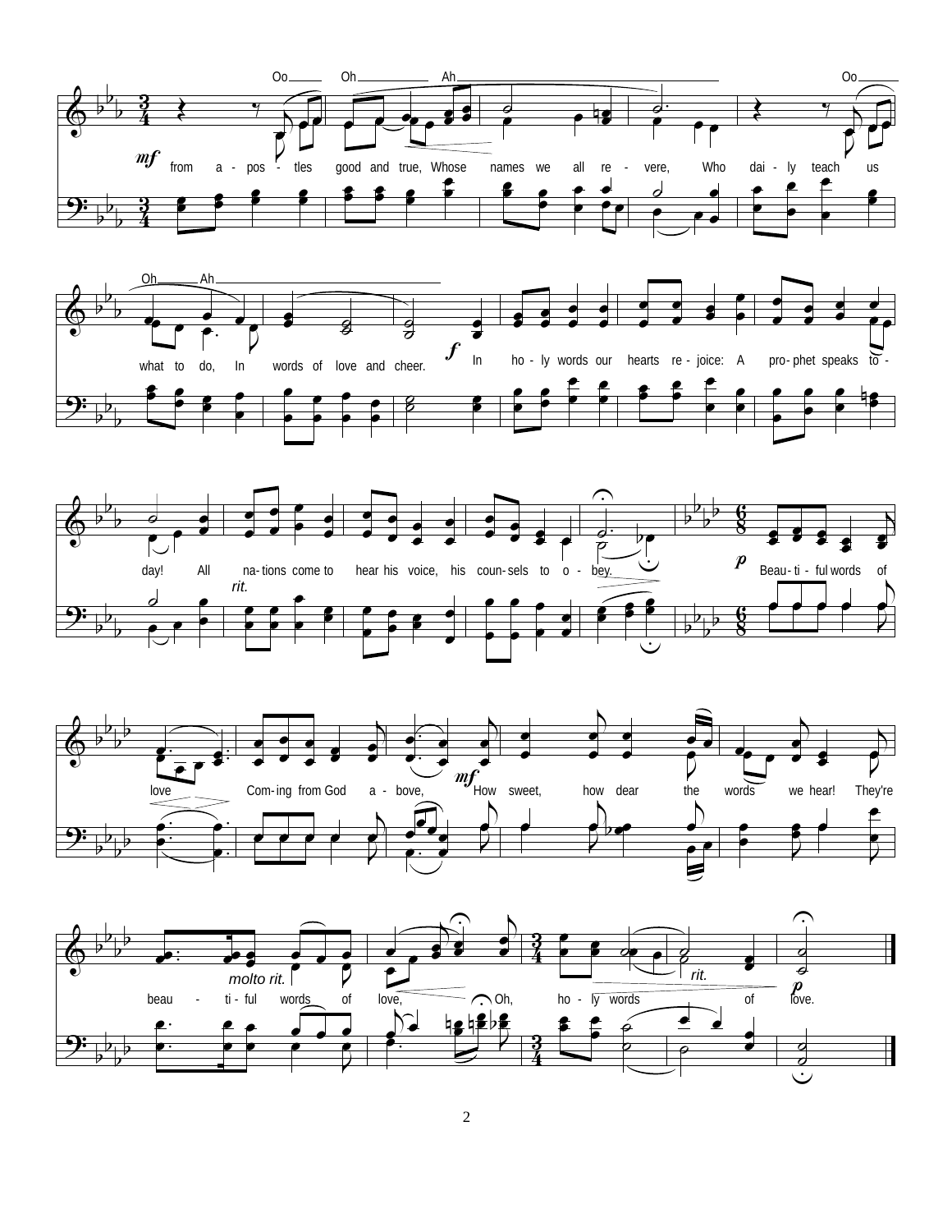Oo Oh Ah Oo

*mf* from apostles good and true, Whose names we all revere, Who daily teach us

Oh Ah

what to do, In words of love and cheer. *f* In holy words our hearts rejoice: A prophet speaks to-

day! All nations come to hear his voice, his counsels to obey. *p* Beautiful words of

*rit.*

love Coming from God above, *mf* How sweet, how dear the words we hear! They're

beautiful words of love, Oh, holy words of love.

*molto rit.* *rit.* *p*